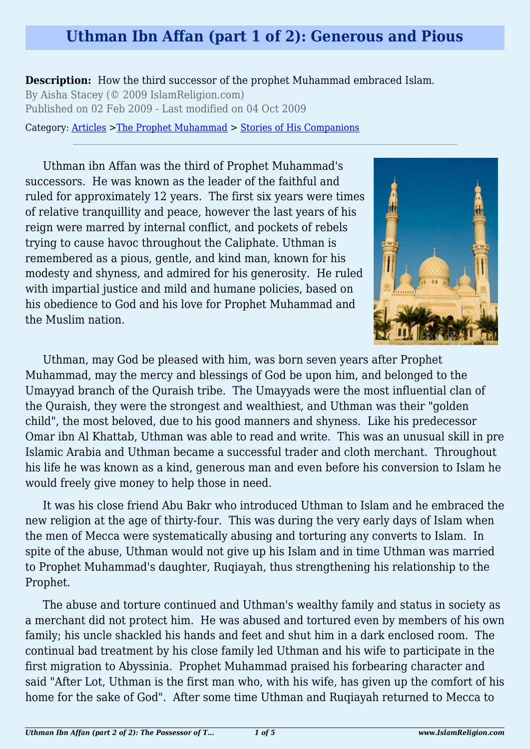# Uthman Ibn Affan (part 1 of 2): Generous and Pious

**Description:** How the third successor of the prophet Muhammad embraced Islam.

By Aisha Stacey (© 2009 IslamReligion.com)

Published on 02 Feb 2009 - Last modified on 04 Oct 2009

Category: Articles >The Prophet Muhammad > Stories of His Companions

---

Uthman ibn Affan was the third of Prophet Muhammad's successors. He was known as the leader of the faithful and ruled for approximately 12 years. The first six years were times of relative tranquillity and peace, however the last years of his reign were marred by internal conflict, and pockets of rebels trying to cause havoc throughout the Caliphate. Uthman is remembered as a pious, gentle, and kind man, known for his modesty and shyness, and admired for his generosity. He ruled with impartial justice and mild and humane policies, based on his obedience to God and his love for Prophet Muhammad and the Muslim nation.

Uthman, may God be pleased with him, was born seven years after Prophet Muhammad, may the mercy and blessings of God be upon him, and belonged to the Umayyad branch of the Quraish tribe. The Umayyads were the most influential clan of the Quraish, they were the strongest and wealthiest, and Uthman was their "golden child", the most beloved, due to his good manners and shyness. Like his predecessor Omar ibn Al Khattab, Uthman was able to read and write. This was an unusual skill in pre Islamic Arabia and Uthman became a successful trader and cloth merchant. Throughout his life he was known as a kind, generous man and even before his conversion to Islam he would freely give money to help those in need.

It was his close friend Abu Bakr who introduced Uthman to Islam and he embraced the new religion at the age of thirty-four. This was during the very early days of Islam when the men of Mecca were systematically abusing and torturing any converts to Islam. In spite of the abuse, Uthman would not give up his Islam and in time Uthman was married to Prophet Muhammad's daughter, Ruqiayah, thus strengthening his relationship to the Prophet.

The abuse and torture continued and Uthman's wealthy family and status in society as a merchant did not protect him. He was abused and tortured even by members of his own family; his uncle shackled his hands and feet and shut him in a dark enclosed room. The continual bad treatment by his close family led Uthman and his wife to participate in the first migration to Abyssinia. Prophet Muhammad praised his forbearing character and said "After Lot, Uthman is the first man who, with his wife, has given up the comfort of his home for the sake of God". After some time Uthman and Ruqiayah returned to Mecca to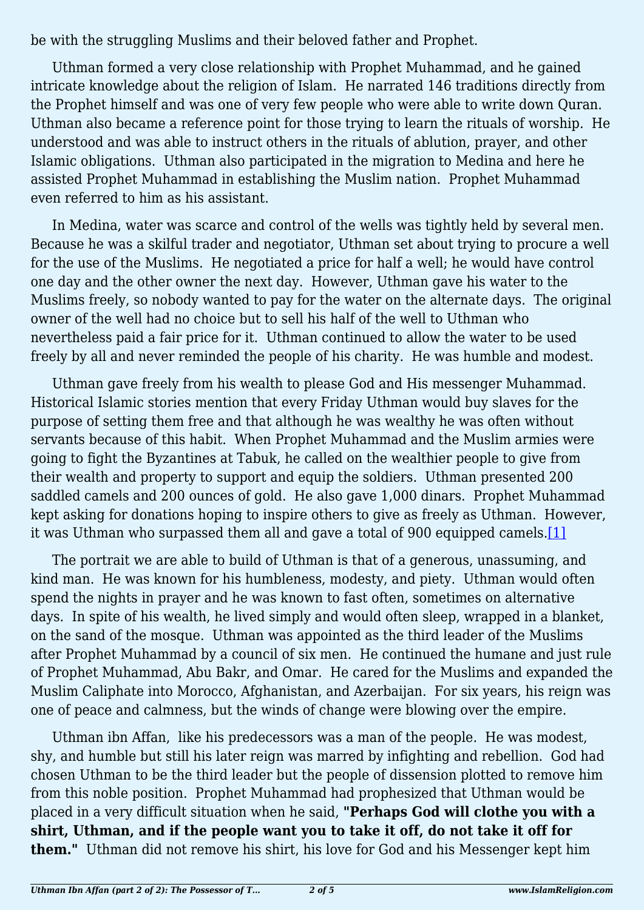be with the struggling Muslims and their beloved father and Prophet.

Uthman formed a very close relationship with Prophet Muhammad, and he gained intricate knowledge about the religion of Islam. He narrated 146 traditions directly from the Prophet himself and was one of very few people who were able to write down Quran. Uthman also became a reference point for those trying to learn the rituals of worship. He understood and was able to instruct others in the rituals of ablution, prayer, and other Islamic obligations. Uthman also participated in the migration to Medina and here he assisted Prophet Muhammad in establishing the Muslim nation. Prophet Muhammad even referred to him as his assistant.

In Medina, water was scarce and control of the wells was tightly held by several men. Because he was a skilful trader and negotiator, Uthman set about trying to procure a well for the use of the Muslims. He negotiated a price for half a well; he would have control one day and the other owner the next day. However, Uthman gave his water to the Muslims freely, so nobody wanted to pay for the water on the alternate days. The original owner of the well had no choice but to sell his half of the well to Uthman who nevertheless paid a fair price for it. Uthman continued to allow the water to be used freely by all and never reminded the people of his charity. He was humble and modest.

Uthman gave freely from his wealth to please God and His messenger Muhammad. Historical Islamic stories mention that every Friday Uthman would buy slaves for the purpose of setting them free and that although he was wealthy he was often without servants because of this habit. When Prophet Muhammad and the Muslim armies were going to fight the Byzantines at Tabuk, he called on the wealthier people to give from their wealth and property to support and equip the soldiers. Uthman presented 200 saddled camels and 200 ounces of gold. He also gave 1,000 dinars. Prophet Muhammad kept asking for donations hoping to inspire others to give as freely as Uthman. However, it was Uthman who surpassed them all and gave a total of 900 equipped camels.[1]

The portrait we are able to build of Uthman is that of a generous, unassuming, and kind man. He was known for his humbleness, modesty, and piety. Uthman would often spend the nights in prayer and he was known to fast often, sometimes on alternative days. In spite of his wealth, he lived simply and would often sleep, wrapped in a blanket, on the sand of the mosque. Uthman was appointed as the third leader of the Muslims after Prophet Muhammad by a council of six men. He continued the humane and just rule of Prophet Muhammad, Abu Bakr, and Omar. He cared for the Muslims and expanded the Muslim Caliphate into Morocco, Afghanistan, and Azerbaijan. For six years, his reign was one of peace and calmness, but the winds of change were blowing over the empire.

Uthman ibn Affan, like his predecessors was a man of the people. He was modest, shy, and humble but still his later reign was marred by infighting and rebellion. God had chosen Uthman to be the third leader but the people of dissension plotted to remove him from this noble position. Prophet Muhammad had prophesized that Uthman would be placed in a very difficult situation when he said, **"Perhaps God will clothe you with a shirt, Uthman, and if the people want you to take it off, do not take it off for them."** Uthman did not remove his shirt, his love for God and his Messenger kept him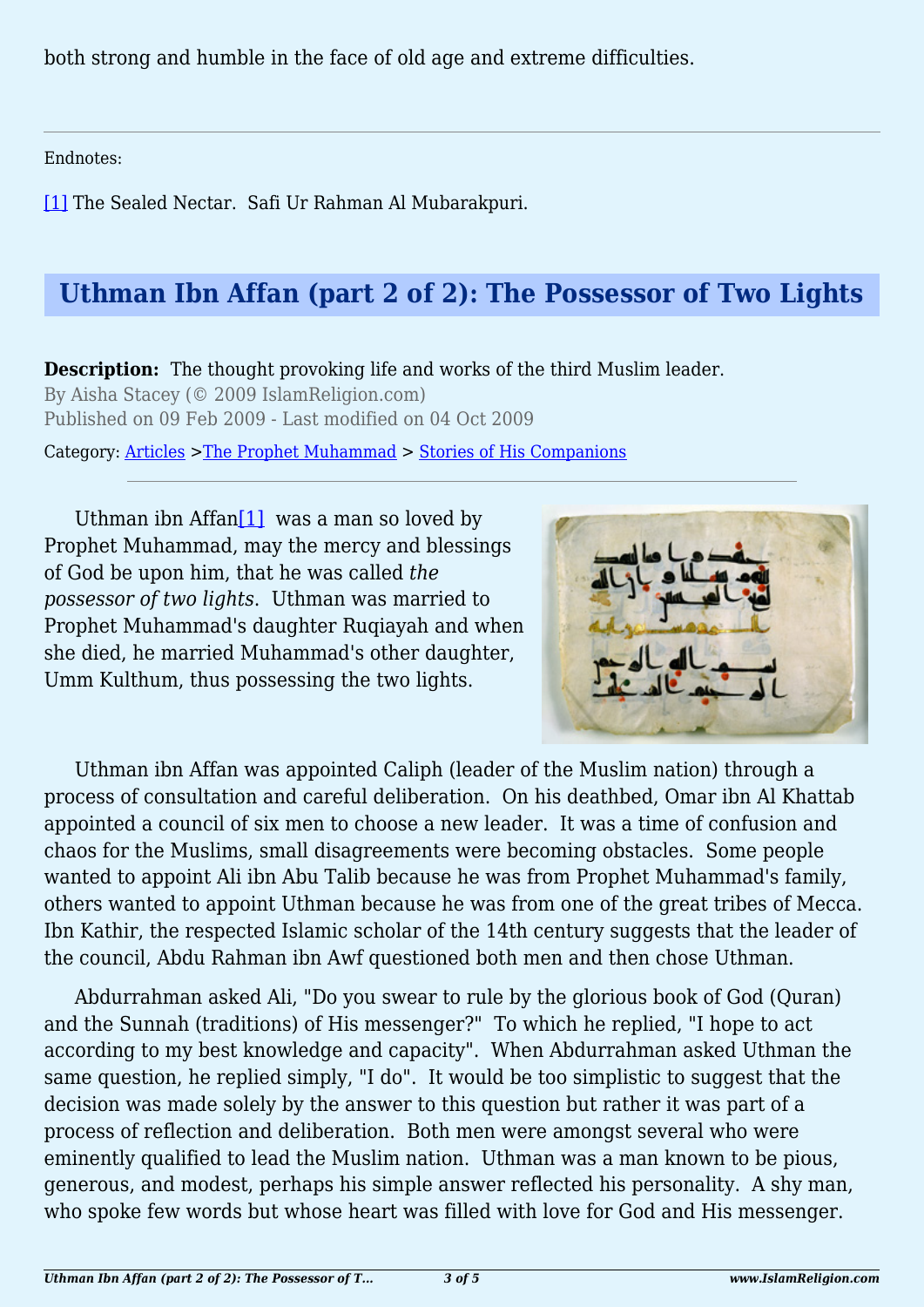both strong and humble in the face of old age and extreme difficulties.

---

Endnotes:

[1] The Sealed Nectar.  Safi Ur Rahman Al Mubarakpuri.

## Uthman Ibn Affan (part 2 of 2): The Possessor of Two Lights

**Description:** The thought provoking life and works of the third Muslim leader.
By Aisha Stacey (© 2009 IslamReligion.com)
Published on 09 Feb 2009 - Last modified on 04 Oct 2009

Category: Articles >The Prophet Muhammad > Stories of His Companions

---

Uthman ibn Affan[1] was a man so loved by Prophet Muhammad, may the mercy and blessings of God be upon him, that he was called *the possessor of two lights*.  Uthman was married to Prophet Muhammad's daughter Ruqiayah and when she died, he married Muhammad's other daughter, Umm Kulthum, thus possessing the two lights.

Uthman ibn Affan was appointed Caliph (leader of the Muslim nation) through a process of consultation and careful deliberation.  On his deathbed, Omar ibn Al Khattab appointed a council of six men to choose a new leader.  It was a time of confusion and chaos for the Muslims, small disagreements were becoming obstacles.  Some people wanted to appoint Ali ibn Abu Talib because he was from Prophet Muhammad's family, others wanted to appoint Uthman because he was from one of the great tribes of Mecca.  Ibn Kathir, the respected Islamic scholar of the 14th century suggests that the leader of the council, Abdu Rahman ibn Awf questioned both men and then chose Uthman.

Abdurrahman asked Ali, "Do you swear to rule by the glorious book of God (Quran) and the Sunnah (traditions) of His messenger?"  To which he replied, "I hope to act according to my best knowledge and capacity".  When Abdurrahman asked Uthman the same question, he replied simply, "I do".  It would be too simplistic to suggest that the decision was made solely by the answer to this question but rather it was part of a process of reflection and deliberation.  Both men were amongst several who were eminently qualified to lead the Muslim nation.  Uthman was a man known to be pious, generous, and modest, perhaps his simple answer reflected his personality.  A shy man, who spoke few words but whose heart was filled with love for God and His messenger.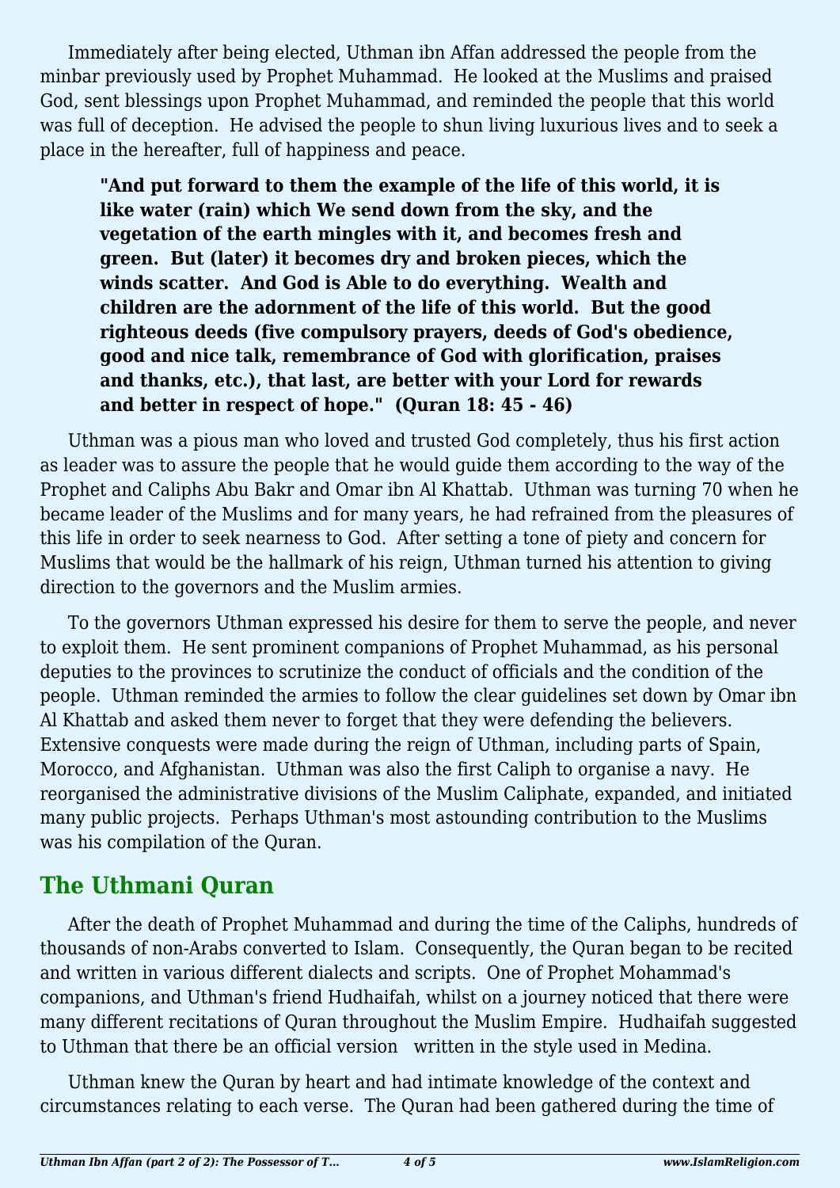Immediately after being elected, Uthman ibn Affan addressed the people from the minbar previously used by Prophet Muhammad. He looked at the Muslims and praised God, sent blessings upon Prophet Muhammad, and reminded the people that this world was full of deception. He advised the people to shun living luxurious lives and to seek a place in the hereafter, full of happiness and peace.

> **"And put forward to them the example of the life of this world, it is like water (rain) which We send down from the sky, and the vegetation of the earth mingles with it, and becomes fresh and green. But (later) it becomes dry and broken pieces, which the winds scatter. And God is Able to do everything. Wealth and children are the adornment of the life of this world. But the good righteous deeds (five compulsory prayers, deeds of God's obedience, good and nice talk, remembrance of God with glorification, praises and thanks, etc.), that last, are better with your Lord for rewards and better in respect of hope." (Quran 18: 45 - 46)**

Uthman was a pious man who loved and trusted God completely, thus his first action as leader was to assure the people that he would guide them according to the way of the Prophet and Caliphs Abu Bakr and Omar ibn Al Khattab. Uthman was turning 70 when he became leader of the Muslims and for many years, he had refrained from the pleasures of this life in order to seek nearness to God. After setting a tone of piety and concern for Muslims that would be the hallmark of his reign, Uthman turned his attention to giving direction to the governors and the Muslim armies.

To the governors Uthman expressed his desire for them to serve the people, and never to exploit them. He sent prominent companions of Prophet Muhammad, as his personal deputies to the provinces to scrutinize the conduct of officials and the condition of the people. Uthman reminded the armies to follow the clear guidelines set down by Omar ibn Al Khattab and asked them never to forget that they were defending the believers. Extensive conquests were made during the reign of Uthman, including parts of Spain, Morocco, and Afghanistan. Uthman was also the first Caliph to organise a navy. He reorganised the administrative divisions of the Muslim Caliphate, expanded, and initiated many public projects. Perhaps Uthman's most astounding contribution to the Muslims was his compilation of the Quran.

## The Uthmani Quran

After the death of Prophet Muhammad and during the time of the Caliphs, hundreds of thousands of non-Arabs converted to Islam. Consequently, the Quran began to be recited and written in various different dialects and scripts. One of Prophet Mohammad's companions, and Uthman's friend Hudhaifah, whilst on a journey noticed that there were many different recitations of Quran throughout the Muslim Empire. Hudhaifah suggested to Uthman that there be an official version written in the style used in Medina.

Uthman knew the Quran by heart and had intimate knowledge of the context and circumstances relating to each verse. The Quran had been gathered during the time of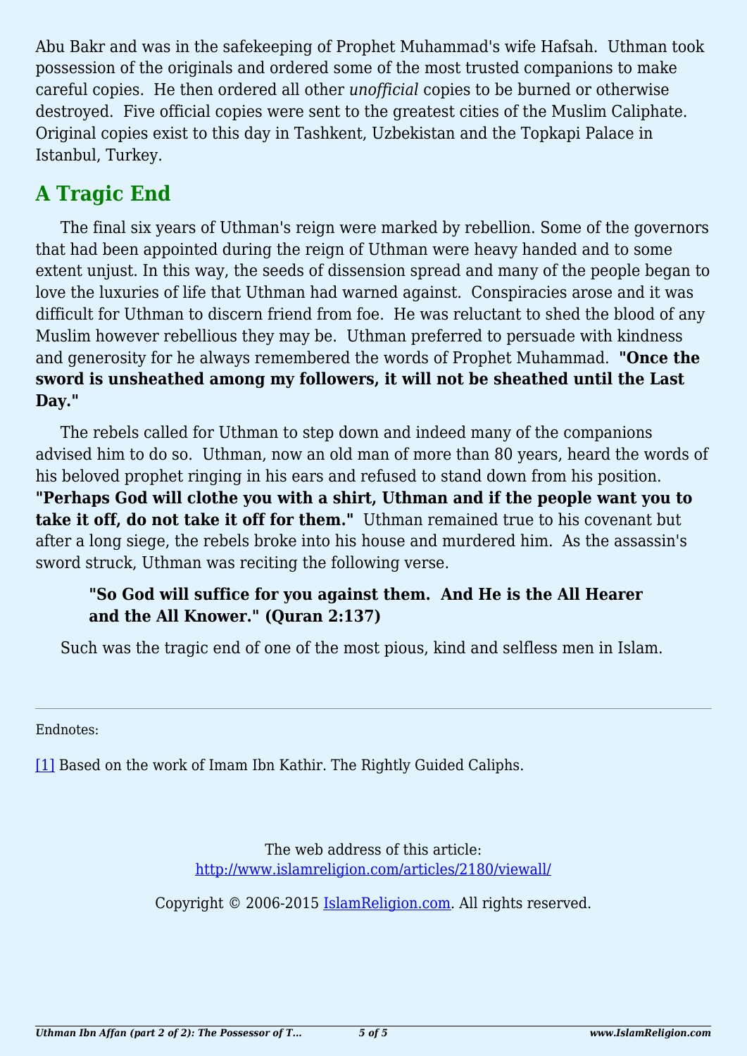Abu Bakr and was in the safekeeping of Prophet Muhammad's wife Hafsah. Uthman took possession of the originals and ordered some of the most trusted companions to make careful copies. He then ordered all other *unofficial* copies to be burned or otherwise destroyed. Five official copies were sent to the greatest cities of the Muslim Caliphate. Original copies exist to this day in Tashkent, Uzbekistan and the Topkapi Palace in Istanbul, Turkey.

## A Tragic End

The final six years of Uthman's reign were marked by rebellion. Some of the governors that had been appointed during the reign of Uthman were heavy handed and to some extent unjust. In this way, the seeds of dissension spread and many of the people began to love the luxuries of life that Uthman had warned against. Conspiracies arose and it was difficult for Uthman to discern friend from foe. He was reluctant to shed the blood of any Muslim however rebellious they may be. Uthman preferred to persuade with kindness and generosity for he always remembered the words of Prophet Muhammad. **"Once the sword is unsheathed among my followers, it will not be sheathed until the Last Day."**

The rebels called for Uthman to step down and indeed many of the companions advised him to do so. Uthman, now an old man of more than 80 years, heard the words of his beloved prophet ringing in his ears and refused to stand down from his position. **"Perhaps God will clothe you with a shirt, Uthman and if the people want you to take it off, do not take it off for them."** Uthman remained true to his covenant but after a long siege, the rebels broke into his house and murdered him. As the assassin's sword struck, Uthman was reciting the following verse.

> **"So God will suffice for you against them. And He is the All Hearer and the All Knower." (Quran 2:137)**

Such was the tragic end of one of the most pious, kind and selfless men in Islam.

---

Endnotes:

[1] Based on the work of Imam Ibn Kathir. The Rightly Guided Caliphs.

The web address of this article:
http://www.islamreligion.com/articles/2180/viewall/

Copyright © 2006-2015 IslamReligion.com. All rights reserved.